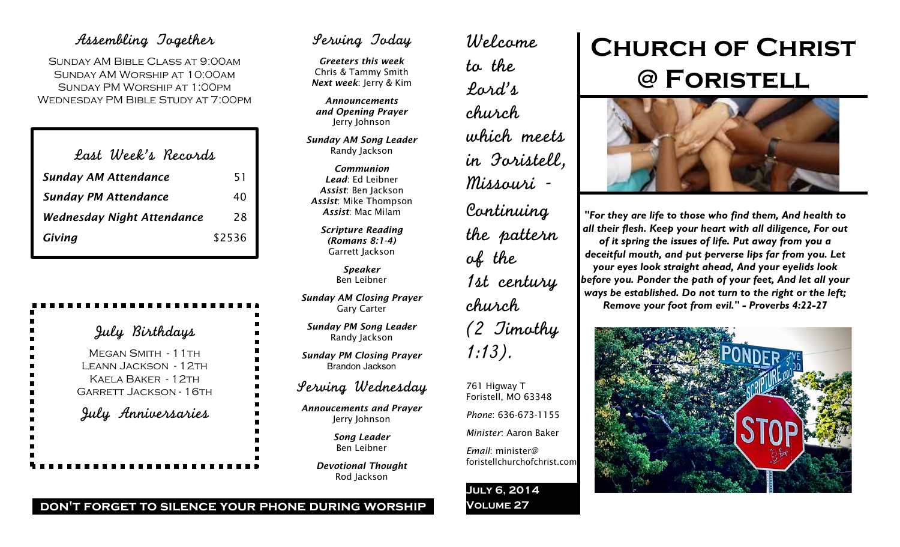## Assembling Together

SUNDAY AM BIBLE CLASS AT 9:00AM
SUNDAY AM WORSHIP AT 10:00AM
SUNDAY PM WORSHIP AT 1:00PM
WEDNESDAY PM BIBLE STUDY AT 7:00PM

## Last Week's Records

| | |
|---|---|
| ***Sunday AM Attendance*** | 51 |
| ***Sunday PM Attendance*** | 40 |
| ***Wednesday Night Attendance*** | 28 |
| ***Giving*** | $2536 |

## July Birthdays

MEGAN SMITH - 11TH
LEANN JACKSON - 12TH
KAELA BAKER - 12TH
GARRETT JACKSON - 16TH

## July Anniversaries

**DON'T FORGET TO SILENCE YOUR PHONE DURING WORSHIP**

## Serving Today

***Greeters this week***
Chris & Tammy Smith
***Next week***: Jerry & Kim

***Announcements and Opening Prayer***
Jerry Johnson

***Sunday AM Song Leader***
Randy Jackson

***Communion***
***Lead***: Ed Leibner
***Assist***: Ben Jackson
***Assist***: Mike Thompson
***Assist***: Mac Milam

***Scripture Reading (Romans 8:1-4)***
Garrett Jackson

***Speaker***
Ben Leibner

***Sunday AM Closing Prayer***
Gary Carter

***Sunday PM Song Leader***
Randy Jackson

***Sunday PM Closing Prayer***
Brandon Jackson

## Serving Wednesday

***Annoucements and Prayer***
Jerry Johnson

***Song Leader***
Ben Leibner

***Devotional Thought***
Rod Jackson

Welcome to the Lord's church which meets in Foristell, Missouri - Continuing the pattern of the 1st century church (2 Timothy 1:13).

761 Higway T
Foristell, MO 63348

*Phone*: 636-673-1155

*Minister*: Aaron Baker

*Email*: minister@foristellchurchofchrist.com

**JULY 6, 2014**
**VOLUME 27**

# CHURCH OF CHRIST @ FORISTELL

***"For they are life to those who find them, And health to all their flesh. Keep your heart with all diligence, For out of it spring the issues of life. Put away from you a deceitful mouth, and put perverse lips far from you. Let your eyes look straight ahead, And your eyelids look before you. Ponder the path of your feet, And let all your ways be established. Do not turn to the right or the left; Remove your foot from evil." - Proverbs 4:22-27***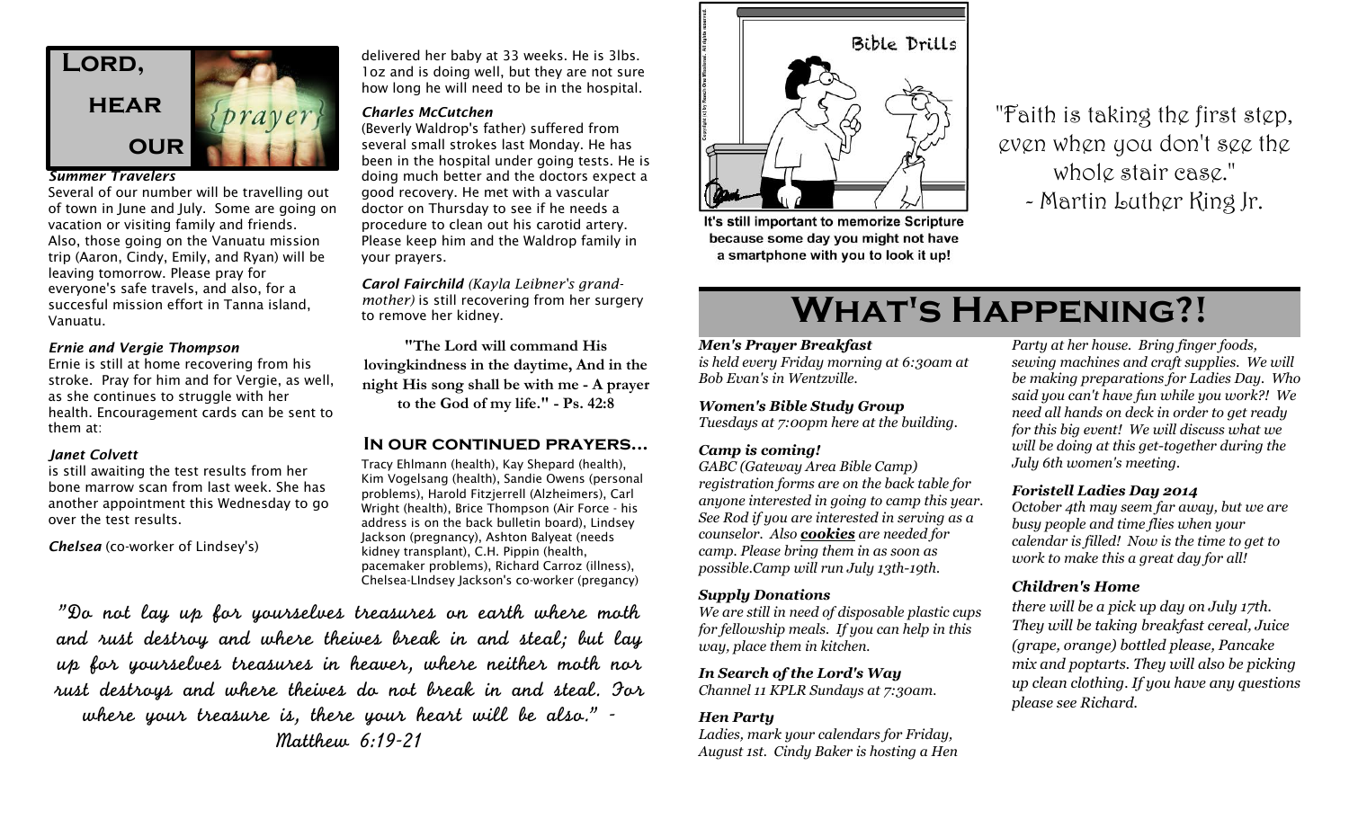# Lord, hear our {prayer}

***Summer Travelers***

Several of our number will be travelling out of town in June and July. Some are going on vacation or visiting family and friends. Also, those going on the Vanuatu mission trip (Aaron, Cindy, Emily, and Ryan) will be leaving tomorrow. Please pray for everyone's safe travels, and also, for a succesful mission effort in Tanna island, Vanuatu.

***Ernie and Vergie Thompson***

Ernie is still at home recovering from his stroke. Pray for him and for Vergie, as well, as she continues to struggle with her health. Encouragement cards can be sent to them at:

***Janet Colvett***

is still awaiting the test results from her bone marrow scan from last week. She has another appointment this Wednesday to go over the test results.

***Chelsea*** (co-worker of Lindsey's)

delivered her baby at 33 weeks. He is 3lbs. 1oz and is doing well, but they are not sure how long he will need to be in the hospital.

***Charles McCutchen***

(Beverly Waldrop's father) suffered from several small strokes last Monday. He has been in the hospital under going tests. He is doing much better and the doctors expect a good recovery. He met with a vascular doctor on Thursday to see if he needs a procedure to clean out his carotid artery. Please keep him and the Waldrop family in your prayers.

***Carol Fairchild*** *(Kayla Leibner's grand-mother)* is still recovering from her surgery to remove her kidney.

**"The Lord will command His lovingkindness in the daytime, And in the night His song shall be with me - A prayer to the God of my life." - Ps. 42:8**

## In our continued prayers...

Tracy Ehlmann (health), Kay Shepard (health), Kim Vogelsang (health), Sandie Owens (personal problems), Harold Fitzjerrell (Alzheimers), Carl Wright (health), Brice Thompson (Air Force - his address is on the back bulletin board), Lindsey Jackson (pregnancy), Ashton Balyeat (needs kidney transplant), C.H. Pippin (health, pacemaker problems), Richard Carroz (illness), Chelsea-LIndsey Jackson's co-worker (pregancy)

"Do not lay up for yourselves treasures on earth where moth and rust destroy and where theives break in and steal; but lay up for yourselves treasures in heaven, where neither moth nor rust destroys and where theives do not break in and steal. For where your treasure is, there your heart will be also." - Matthew 6:19-21

Bible Drills

It's still important to memorize Scripture because some day you might not have a smartphone with you to look it up!

"Faith is taking the first step, even when you don't see the whole stair case."
- Martin Luther King Jr.

# What's Happening?!

***Men's Prayer Breakfast***
*is held every Friday morning at 6:30am at Bob Evan's in Wentzville.*

***Women's Bible Study Group***
*Tuesdays at 7:00pm here at the building.*

***Camp is coming!***
*GABC (Gateway Area Bible Camp) registration forms are on the back table for anyone interested in going to camp this year. See Rod if you are interested in serving as a counselor. Also **cookies** are needed for camp. Please bring them in as soon as possible.Camp will run July 13th-19th.*

***Supply Donations***
*We are still in need of disposable plastic cups for fellowship meals. If you can help in this way, place them in kitchen.*

***In Search of the Lord's Way***
*Channel 11 KPLR Sundays at 7:30am.*

***Hen Party***
*Ladies, mark your calendars for Friday, August 1st. Cindy Baker is hosting a Hen Party at her house. Bring finger foods, sewing machines and craft supplies. We will be making preparations for Ladies Day. Who said you can't have fun while you work?! We need all hands on deck in order to get ready for this big event! We will discuss what we will be doing at this get-together during the July 6th women's meeting.*

***Foristell Ladies Day 2014***
*October 4th may seem far away, but we are busy people and time flies when your calendar is filled! Now is the time to get to work to make this a great day for all!*

***Children's Home***
*there will be a pick up day on July 17th. They will be taking breakfast cereal, Juice (grape, orange) bottled please, Pancake mix and poptarts. They will also be picking up clean clothing. If you have any questions please see Richard.*